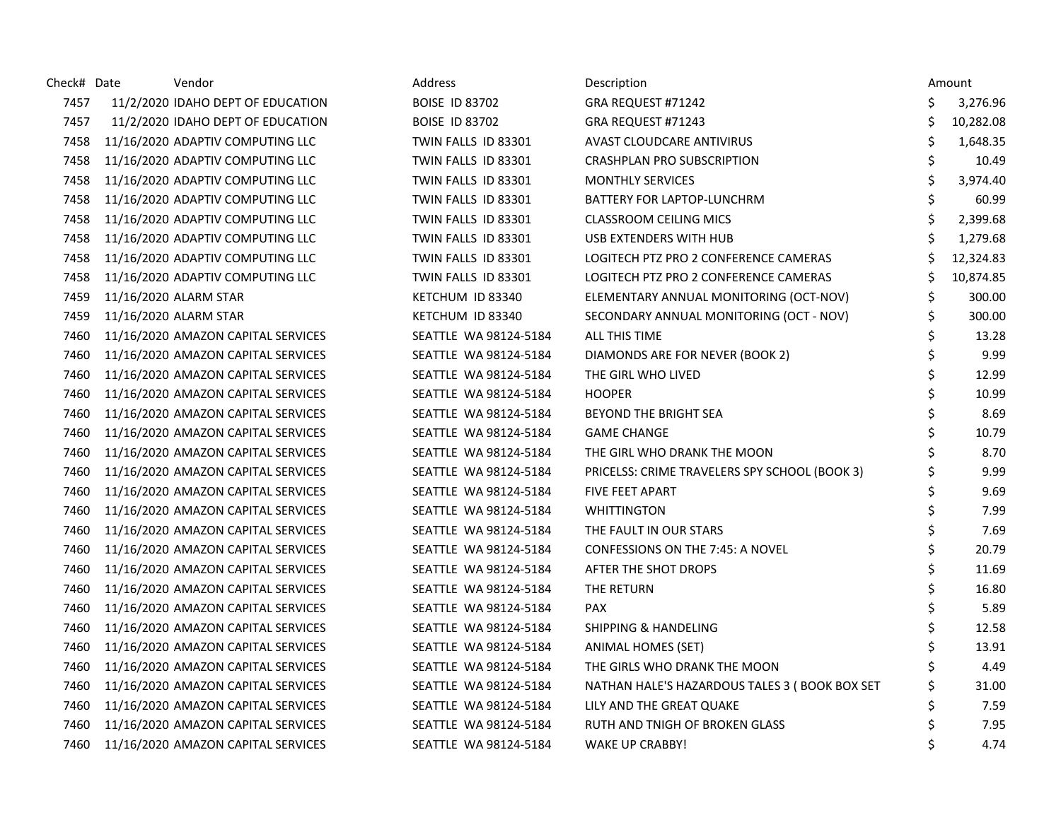| Check# | Date | Vendor | Address | Description | Amount |
|---|---|---|---|---|---|
| 7457 | 11/2/2020 | IDAHO DEPT OF EDUCATION | BOISE ID 83702 | GRA REQUEST #71242 | $ 3,276.96 |
| 7457 | 11/2/2020 | IDAHO DEPT OF EDUCATION | BOISE ID 83702 | GRA REQUEST #71243 | $ 10,282.08 |
| 7458 | 11/16/2020 | ADAPTIV COMPUTING LLC | TWIN FALLS ID 83301 | AVAST CLOUDCARE ANTIVIRUS | $ 1,648.35 |
| 7458 | 11/16/2020 | ADAPTIV COMPUTING LLC | TWIN FALLS ID 83301 | CRASHPLAN PRO SUBSCRIPTION | $ 10.49 |
| 7458 | 11/16/2020 | ADAPTIV COMPUTING LLC | TWIN FALLS ID 83301 | MONTHLY SERVICES | $ 3,974.40 |
| 7458 | 11/16/2020 | ADAPTIV COMPUTING LLC | TWIN FALLS ID 83301 | BATTERY FOR LAPTOP-LUNCHRM | $ 60.99 |
| 7458 | 11/16/2020 | ADAPTIV COMPUTING LLC | TWIN FALLS ID 83301 | CLASSROOM CEILING MICS | $ 2,399.68 |
| 7458 | 11/16/2020 | ADAPTIV COMPUTING LLC | TWIN FALLS ID 83301 | USB EXTENDERS WITH HUB | $ 1,279.68 |
| 7458 | 11/16/2020 | ADAPTIV COMPUTING LLC | TWIN FALLS ID 83301 | LOGITECH PTZ PRO 2 CONFERENCE CAMERAS | $ 12,324.83 |
| 7458 | 11/16/2020 | ADAPTIV COMPUTING LLC | TWIN FALLS ID 83301 | LOGITECH PTZ PRO 2 CONFERENCE CAMERAS | $ 10,874.85 |
| 7459 | 11/16/2020 | ALARM STAR | KETCHUM ID 83340 | ELEMENTARY ANNUAL MONITORING (OCT-NOV) | $ 300.00 |
| 7459 | 11/16/2020 | ALARM STAR | KETCHUM ID 83340 | SECONDARY ANNUAL MONITORING (OCT - NOV) | $ 300.00 |
| 7460 | 11/16/2020 | AMAZON CAPITAL SERVICES | SEATTLE WA 98124-5184 | ALL THIS TIME | $ 13.28 |
| 7460 | 11/16/2020 | AMAZON CAPITAL SERVICES | SEATTLE WA 98124-5184 | DIAMONDS ARE FOR NEVER (BOOK 2) | $ 9.99 |
| 7460 | 11/16/2020 | AMAZON CAPITAL SERVICES | SEATTLE WA 98124-5184 | THE GIRL WHO LIVED | $ 12.99 |
| 7460 | 11/16/2020 | AMAZON CAPITAL SERVICES | SEATTLE WA 98124-5184 | HOOPER | $ 10.99 |
| 7460 | 11/16/2020 | AMAZON CAPITAL SERVICES | SEATTLE WA 98124-5184 | BEYOND THE BRIGHT SEA | $ 8.69 |
| 7460 | 11/16/2020 | AMAZON CAPITAL SERVICES | SEATTLE WA 98124-5184 | GAME CHANGE | $ 10.79 |
| 7460 | 11/16/2020 | AMAZON CAPITAL SERVICES | SEATTLE WA 98124-5184 | THE GIRL WHO DRANK THE MOON | $ 8.70 |
| 7460 | 11/16/2020 | AMAZON CAPITAL SERVICES | SEATTLE WA 98124-5184 | PRICELSS: CRIME TRAVELERS SPY SCHOOL (BOOK 3) | $ 9.99 |
| 7460 | 11/16/2020 | AMAZON CAPITAL SERVICES | SEATTLE WA 98124-5184 | FIVE FEET APART | $ 9.69 |
| 7460 | 11/16/2020 | AMAZON CAPITAL SERVICES | SEATTLE WA 98124-5184 | WHITTINGTON | $ 7.99 |
| 7460 | 11/16/2020 | AMAZON CAPITAL SERVICES | SEATTLE WA 98124-5184 | THE FAULT IN OUR STARS | $ 7.69 |
| 7460 | 11/16/2020 | AMAZON CAPITAL SERVICES | SEATTLE WA 98124-5184 | CONFESSIONS ON THE 7:45: A NOVEL | $ 20.79 |
| 7460 | 11/16/2020 | AMAZON CAPITAL SERVICES | SEATTLE WA 98124-5184 | AFTER THE SHOT DROPS | $ 11.69 |
| 7460 | 11/16/2020 | AMAZON CAPITAL SERVICES | SEATTLE WA 98124-5184 | THE RETURN | $ 16.80 |
| 7460 | 11/16/2020 | AMAZON CAPITAL SERVICES | SEATTLE WA 98124-5184 | PAX | $ 5.89 |
| 7460 | 11/16/2020 | AMAZON CAPITAL SERVICES | SEATTLE WA 98124-5184 | SHIPPING & HANDELING | $ 12.58 |
| 7460 | 11/16/2020 | AMAZON CAPITAL SERVICES | SEATTLE WA 98124-5184 | ANIMAL HOMES (SET) | $ 13.91 |
| 7460 | 11/16/2020 | AMAZON CAPITAL SERVICES | SEATTLE WA 98124-5184 | THE GIRLS WHO DRANK THE MOON | $ 4.49 |
| 7460 | 11/16/2020 | AMAZON CAPITAL SERVICES | SEATTLE WA 98124-5184 | NATHAN HALE'S HAZARDOUS TALES 3 ( BOOK BOX SET | $ 31.00 |
| 7460 | 11/16/2020 | AMAZON CAPITAL SERVICES | SEATTLE WA 98124-5184 | LILY AND THE GREAT QUAKE | $ 7.59 |
| 7460 | 11/16/2020 | AMAZON CAPITAL SERVICES | SEATTLE WA 98124-5184 | RUTH AND TNIGH OF BROKEN GLASS | $ 7.95 |
| 7460 | 11/16/2020 | AMAZON CAPITAL SERVICES | SEATTLE WA 98124-5184 | WAKE UP CRABBY! | $ 4.74 |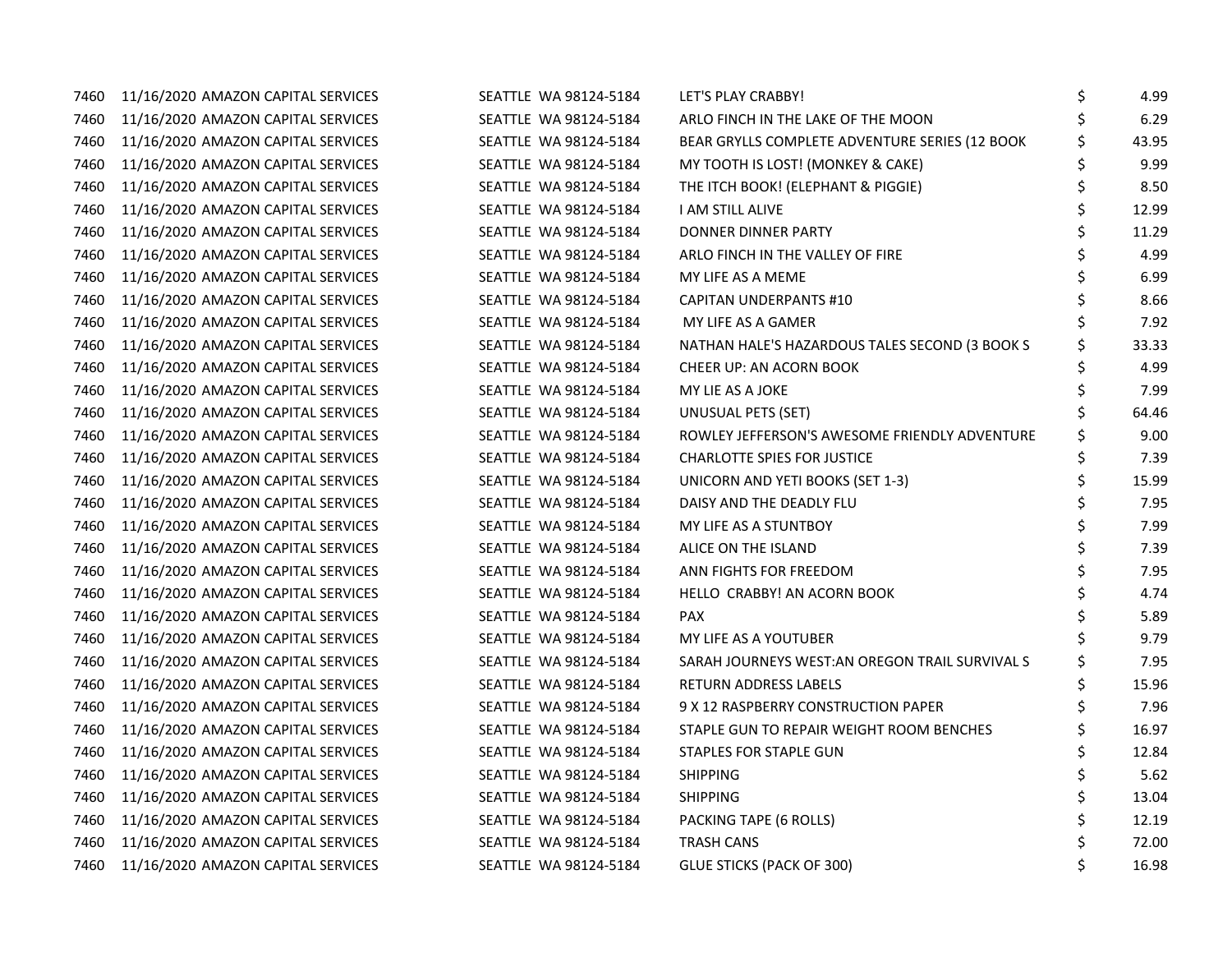| | | | | | |
|---|---|---|---|---|---|
| 7460 | 11/16/2020 | AMAZON CAPITAL SERVICES | SEATTLE WA 98124-5184 | LET'S PLAY CRABBY! | $ 4.99 |
| 7460 | 11/16/2020 | AMAZON CAPITAL SERVICES | SEATTLE WA 98124-5184 | ARLO FINCH IN THE LAKE OF THE MOON | $ 6.29 |
| 7460 | 11/16/2020 | AMAZON CAPITAL SERVICES | SEATTLE WA 98124-5184 | BEAR GRYLLS COMPLETE ADVENTURE SERIES (12 BOOK | $ 43.95 |
| 7460 | 11/16/2020 | AMAZON CAPITAL SERVICES | SEATTLE WA 98124-5184 | MY TOOTH IS LOST! (MONKEY & CAKE) | $ 9.99 |
| 7460 | 11/16/2020 | AMAZON CAPITAL SERVICES | SEATTLE WA 98124-5184 | THE ITCH BOOK! (ELEPHANT & PIGGIE) | $ 8.50 |
| 7460 | 11/16/2020 | AMAZON CAPITAL SERVICES | SEATTLE WA 98124-5184 | I AM STILL ALIVE | $ 12.99 |
| 7460 | 11/16/2020 | AMAZON CAPITAL SERVICES | SEATTLE WA 98124-5184 | DONNER DINNER PARTY | $ 11.29 |
| 7460 | 11/16/2020 | AMAZON CAPITAL SERVICES | SEATTLE WA 98124-5184 | ARLO FINCH IN THE VALLEY OF FIRE | $ 4.99 |
| 7460 | 11/16/2020 | AMAZON CAPITAL SERVICES | SEATTLE WA 98124-5184 | MY LIFE AS A MEME | $ 6.99 |
| 7460 | 11/16/2020 | AMAZON CAPITAL SERVICES | SEATTLE WA 98124-5184 | CAPITAN UNDERPANTS #10 | $ 8.66 |
| 7460 | 11/16/2020 | AMAZON CAPITAL SERVICES | SEATTLE WA 98124-5184 | MY LIFE AS A GAMER | $ 7.92 |
| 7460 | 11/16/2020 | AMAZON CAPITAL SERVICES | SEATTLE WA 98124-5184 | NATHAN HALE'S HAZARDOUS TALES SECOND (3 BOOK S | $ 33.33 |
| 7460 | 11/16/2020 | AMAZON CAPITAL SERVICES | SEATTLE WA 98124-5184 | CHEER UP: AN ACORN BOOK | $ 4.99 |
| 7460 | 11/16/2020 | AMAZON CAPITAL SERVICES | SEATTLE WA 98124-5184 | MY LIE AS A JOKE | $ 7.99 |
| 7460 | 11/16/2020 | AMAZON CAPITAL SERVICES | SEATTLE WA 98124-5184 | UNUSUAL PETS (SET) | $ 64.46 |
| 7460 | 11/16/2020 | AMAZON CAPITAL SERVICES | SEATTLE WA 98124-5184 | ROWLEY JEFFERSON'S AWESOME FRIENDLY ADVENTURE | $ 9.00 |
| 7460 | 11/16/2020 | AMAZON CAPITAL SERVICES | SEATTLE WA 98124-5184 | CHARLOTTE SPIES FOR JUSTICE | $ 7.39 |
| 7460 | 11/16/2020 | AMAZON CAPITAL SERVICES | SEATTLE WA 98124-5184 | UNICORN AND YETI BOOKS (SET 1-3) | $ 15.99 |
| 7460 | 11/16/2020 | AMAZON CAPITAL SERVICES | SEATTLE WA 98124-5184 | DAISY AND THE DEADLY FLU | $ 7.95 |
| 7460 | 11/16/2020 | AMAZON CAPITAL SERVICES | SEATTLE WA 98124-5184 | MY LIFE AS A STUNTBOY | $ 7.99 |
| 7460 | 11/16/2020 | AMAZON CAPITAL SERVICES | SEATTLE WA 98124-5184 | ALICE ON THE ISLAND | $ 7.39 |
| 7460 | 11/16/2020 | AMAZON CAPITAL SERVICES | SEATTLE WA 98124-5184 | ANN FIGHTS FOR FREEDOM | $ 7.95 |
| 7460 | 11/16/2020 | AMAZON CAPITAL SERVICES | SEATTLE WA 98124-5184 | HELLO CRABBY! AN ACORN BOOK | $ 4.74 |
| 7460 | 11/16/2020 | AMAZON CAPITAL SERVICES | SEATTLE WA 98124-5184 | PAX | $ 5.89 |
| 7460 | 11/16/2020 | AMAZON CAPITAL SERVICES | SEATTLE WA 98124-5184 | MY LIFE AS A YOUTUBER | $ 9.79 |
| 7460 | 11/16/2020 | AMAZON CAPITAL SERVICES | SEATTLE WA 98124-5184 | SARAH JOURNEYS WEST:AN OREGON TRAIL SURVIVAL S | $ 7.95 |
| 7460 | 11/16/2020 | AMAZON CAPITAL SERVICES | SEATTLE WA 98124-5184 | RETURN ADDRESS LABELS | $ 15.96 |
| 7460 | 11/16/2020 | AMAZON CAPITAL SERVICES | SEATTLE WA 98124-5184 | 9 X 12 RASPBERRY CONSTRUCTION PAPER | $ 7.96 |
| 7460 | 11/16/2020 | AMAZON CAPITAL SERVICES | SEATTLE WA 98124-5184 | STAPLE GUN TO REPAIR WEIGHT ROOM BENCHES | $ 16.97 |
| 7460 | 11/16/2020 | AMAZON CAPITAL SERVICES | SEATTLE WA 98124-5184 | STAPLES FOR STAPLE GUN | $ 12.84 |
| 7460 | 11/16/2020 | AMAZON CAPITAL SERVICES | SEATTLE WA 98124-5184 | SHIPPING | $ 5.62 |
| 7460 | 11/16/2020 | AMAZON CAPITAL SERVICES | SEATTLE WA 98124-5184 | SHIPPING | $ 13.04 |
| 7460 | 11/16/2020 | AMAZON CAPITAL SERVICES | SEATTLE WA 98124-5184 | PACKING TAPE (6 ROLLS) | $ 12.19 |
| 7460 | 11/16/2020 | AMAZON CAPITAL SERVICES | SEATTLE WA 98124-5184 | TRASH CANS | $ 72.00 |
| 7460 | 11/16/2020 | AMAZON CAPITAL SERVICES | SEATTLE WA 98124-5184 | GLUE STICKS (PACK OF 300) | $ 16.98 |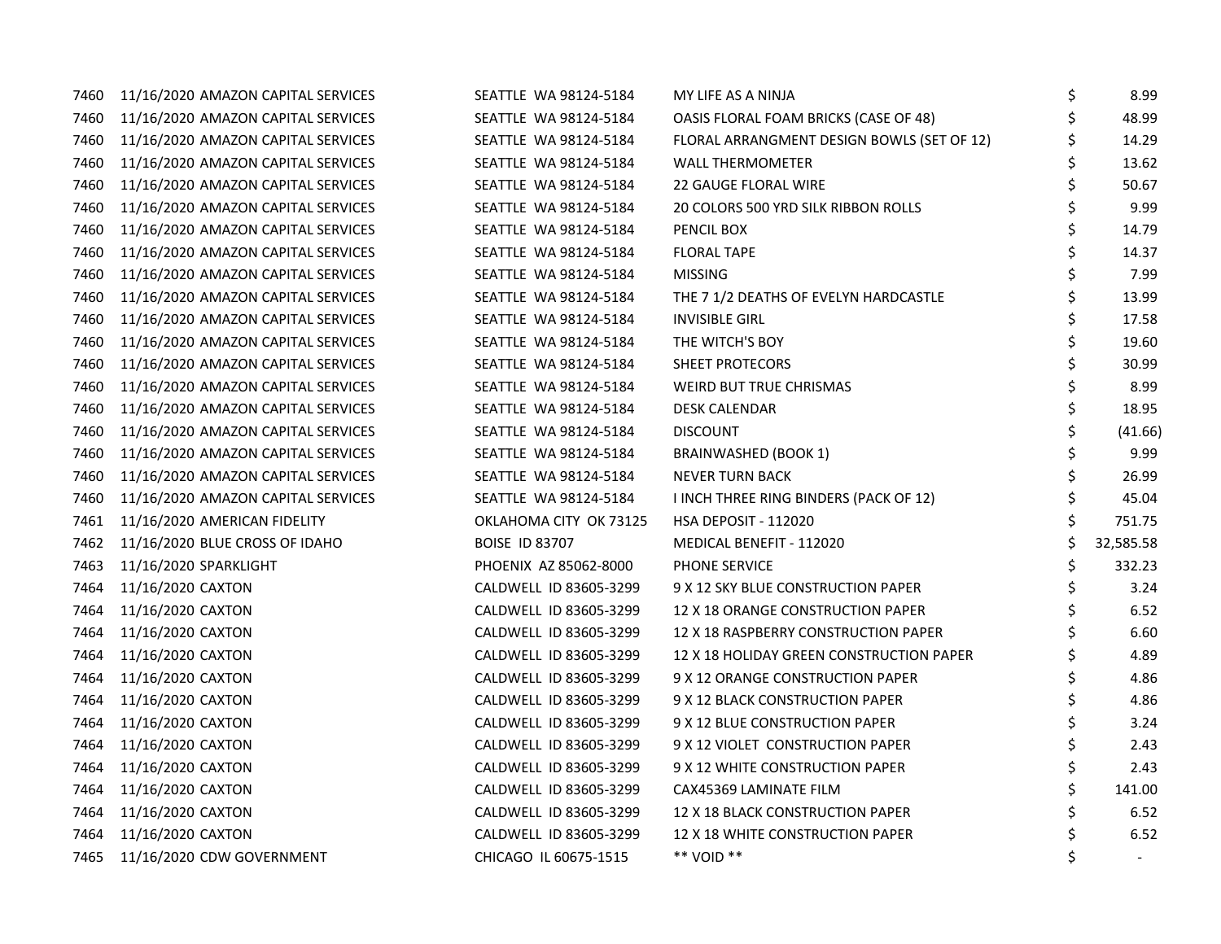| | | | | | |
|---|---|---|---|---|---|
| 7460 | 11/16/2020 | AMAZON CAPITAL SERVICES | SEATTLE WA 98124-5184 | MY LIFE AS A NINJA | $ 8.99 |
| 7460 | 11/16/2020 | AMAZON CAPITAL SERVICES | SEATTLE WA 98124-5184 | OASIS FLORAL FOAM BRICKS (CASE OF 48) | $ 48.99 |
| 7460 | 11/16/2020 | AMAZON CAPITAL SERVICES | SEATTLE WA 98124-5184 | FLORAL ARRANGMENT DESIGN BOWLS (SET OF 12) | $ 14.29 |
| 7460 | 11/16/2020 | AMAZON CAPITAL SERVICES | SEATTLE WA 98124-5184 | WALL THERMOMETER | $ 13.62 |
| 7460 | 11/16/2020 | AMAZON CAPITAL SERVICES | SEATTLE WA 98124-5184 | 22 GAUGE FLORAL WIRE | $ 50.67 |
| 7460 | 11/16/2020 | AMAZON CAPITAL SERVICES | SEATTLE WA 98124-5184 | 20 COLORS 500 YRD SILK RIBBON ROLLS | $ 9.99 |
| 7460 | 11/16/2020 | AMAZON CAPITAL SERVICES | SEATTLE WA 98124-5184 | PENCIL BOX | $ 14.79 |
| 7460 | 11/16/2020 | AMAZON CAPITAL SERVICES | SEATTLE WA 98124-5184 | FLORAL TAPE | $ 14.37 |
| 7460 | 11/16/2020 | AMAZON CAPITAL SERVICES | SEATTLE WA 98124-5184 | MISSING | $ 7.99 |
| 7460 | 11/16/2020 | AMAZON CAPITAL SERVICES | SEATTLE WA 98124-5184 | THE 7 1/2 DEATHS OF EVELYN HARDCASTLE | $ 13.99 |
| 7460 | 11/16/2020 | AMAZON CAPITAL SERVICES | SEATTLE WA 98124-5184 | INVISIBLE GIRL | $ 17.58 |
| 7460 | 11/16/2020 | AMAZON CAPITAL SERVICES | SEATTLE WA 98124-5184 | THE WITCH'S BOY | $ 19.60 |
| 7460 | 11/16/2020 | AMAZON CAPITAL SERVICES | SEATTLE WA 98124-5184 | SHEET PROTECORS | $ 30.99 |
| 7460 | 11/16/2020 | AMAZON CAPITAL SERVICES | SEATTLE WA 98124-5184 | WEIRD BUT TRUE CHRISMAS | $ 8.99 |
| 7460 | 11/16/2020 | AMAZON CAPITAL SERVICES | SEATTLE WA 98124-5184 | DESK CALENDAR | $ 18.95 |
| 7460 | 11/16/2020 | AMAZON CAPITAL SERVICES | SEATTLE WA 98124-5184 | DISCOUNT | $ (41.66) |
| 7460 | 11/16/2020 | AMAZON CAPITAL SERVICES | SEATTLE WA 98124-5184 | BRAINWASHED (BOOK 1) | $ 9.99 |
| 7460 | 11/16/2020 | AMAZON CAPITAL SERVICES | SEATTLE WA 98124-5184 | NEVER TURN BACK | $ 26.99 |
| 7460 | 11/16/2020 | AMAZON CAPITAL SERVICES | SEATTLE WA 98124-5184 | I INCH THREE RING BINDERS (PACK OF 12) | $ 45.04 |
| 7461 | 11/16/2020 | AMERICAN FIDELITY | OKLAHOMA CITY OK 73125 | HSA DEPOSIT - 112020 | $ 751.75 |
| 7462 | 11/16/2020 | BLUE CROSS OF IDAHO | BOISE ID 83707 | MEDICAL BENEFIT - 112020 | $ 32,585.58 |
| 7463 | 11/16/2020 | SPARKLIGHT | PHOENIX AZ 85062-8000 | PHONE SERVICE | $ 332.23 |
| 7464 | 11/16/2020 | CAXTON | CALDWELL ID 83605-3299 | 9 X 12 SKY BLUE CONSTRUCTION PAPER | $ 3.24 |
| 7464 | 11/16/2020 | CAXTON | CALDWELL ID 83605-3299 | 12 X 18 ORANGE CONSTRUCTION PAPER | $ 6.52 |
| 7464 | 11/16/2020 | CAXTON | CALDWELL ID 83605-3299 | 12 X 18 RASPBERRY CONSTRUCTION PAPER | $ 6.60 |
| 7464 | 11/16/2020 | CAXTON | CALDWELL ID 83605-3299 | 12 X 18 HOLIDAY GREEN CONSTRUCTION PAPER | $ 4.89 |
| 7464 | 11/16/2020 | CAXTON | CALDWELL ID 83605-3299 | 9 X 12 ORANGE CONSTRUCTION PAPER | $ 4.86 |
| 7464 | 11/16/2020 | CAXTON | CALDWELL ID 83605-3299 | 9 X 12 BLACK CONSTRUCTION PAPER | $ 4.86 |
| 7464 | 11/16/2020 | CAXTON | CALDWELL ID 83605-3299 | 9 X 12 BLUE CONSTRUCTION PAPER | $ 3.24 |
| 7464 | 11/16/2020 | CAXTON | CALDWELL ID 83605-3299 | 9 X 12 VIOLET CONSTRUCTION PAPER | $ 2.43 |
| 7464 | 11/16/2020 | CAXTON | CALDWELL ID 83605-3299 | 9 X 12 WHITE CONSTRUCTION PAPER | $ 2.43 |
| 7464 | 11/16/2020 | CAXTON | CALDWELL ID 83605-3299 | CAX45369 LAMINATE FILM | $ 141.00 |
| 7464 | 11/16/2020 | CAXTON | CALDWELL ID 83605-3299 | 12 X 18 BLACK CONSTRUCTION PAPER | $ 6.52 |
| 7464 | 11/16/2020 | CAXTON | CALDWELL ID 83605-3299 | 12 X 18 WHITE CONSTRUCTION PAPER | $ 6.52 |
| 7465 | 11/16/2020 | CDW GOVERNMENT | CHICAGO IL 60675-1515 | ** VOID ** | $ - |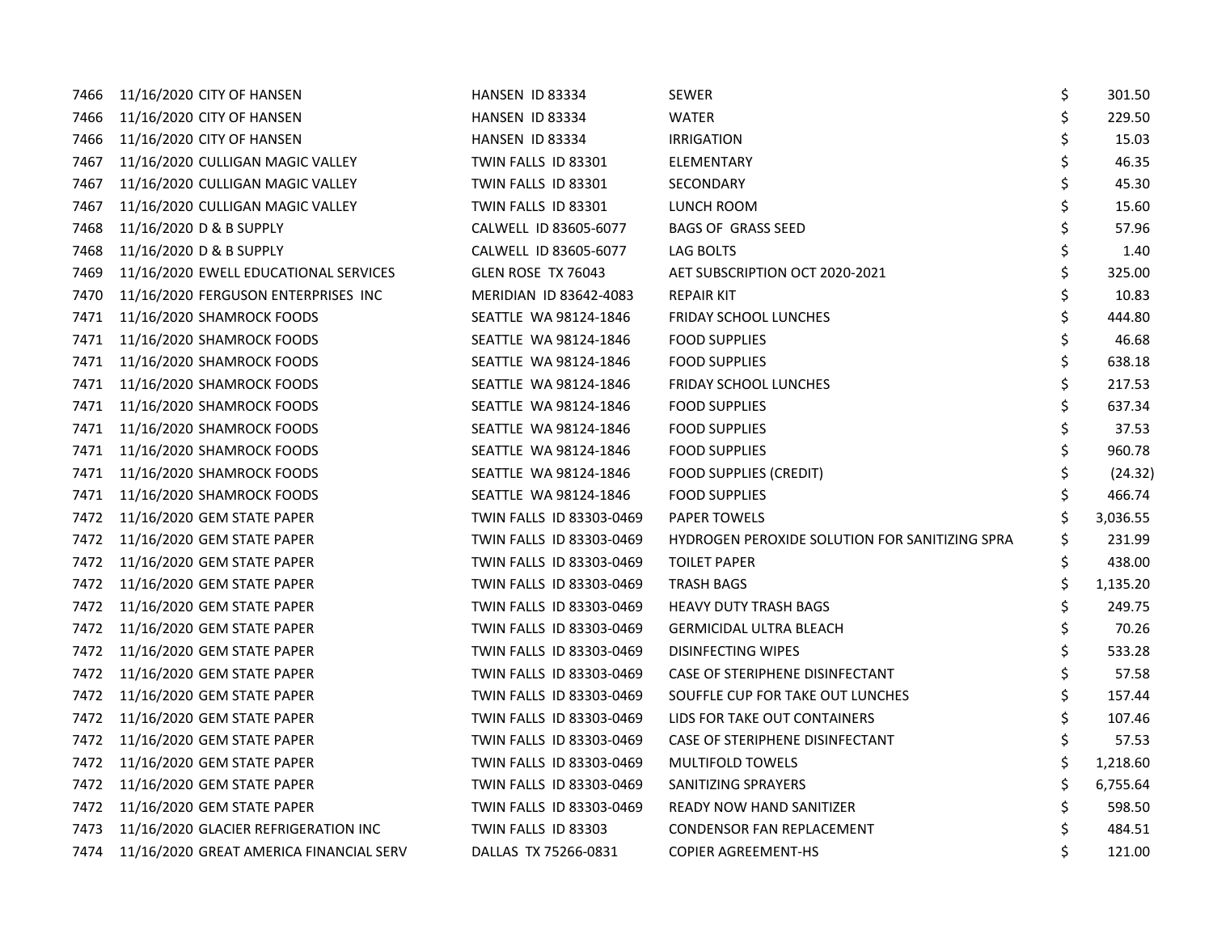| | | | | | |
|---|---|---|---|---|---|
| 7466 | 11/16/2020 | CITY OF HANSEN | HANSEN ID 83334 | SEWER | $ 301.50 |
| 7466 | 11/16/2020 | CITY OF HANSEN | HANSEN ID 83334 | WATER | $ 229.50 |
| 7466 | 11/16/2020 | CITY OF HANSEN | HANSEN ID 83334 | IRRIGATION | $ 15.03 |
| 7467 | 11/16/2020 | CULLIGAN MAGIC VALLEY | TWIN FALLS ID 83301 | ELEMENTARY | $ 46.35 |
| 7467 | 11/16/2020 | CULLIGAN MAGIC VALLEY | TWIN FALLS ID 83301 | SECONDARY | $ 45.30 |
| 7467 | 11/16/2020 | CULLIGAN MAGIC VALLEY | TWIN FALLS ID 83301 | LUNCH ROOM | $ 15.60 |
| 7468 | 11/16/2020 | D & B SUPPLY | CALWELL ID 83605-6077 | BAGS OF GRASS SEED | $ 57.96 |
| 7468 | 11/16/2020 | D & B SUPPLY | CALWELL ID 83605-6077 | LAG BOLTS | $ 1.40 |
| 7469 | 11/16/2020 | EWELL EDUCATIONAL SERVICES | GLEN ROSE TX 76043 | AET SUBSCRIPTION OCT 2020-2021 | $ 325.00 |
| 7470 | 11/16/2020 | FERGUSON ENTERPRISES INC | MERIDIAN ID 83642-4083 | REPAIR KIT | $ 10.83 |
| 7471 | 11/16/2020 | SHAMROCK FOODS | SEATTLE WA 98124-1846 | FRIDAY SCHOOL LUNCHES | $ 444.80 |
| 7471 | 11/16/2020 | SHAMROCK FOODS | SEATTLE WA 98124-1846 | FOOD SUPPLIES | $ 46.68 |
| 7471 | 11/16/2020 | SHAMROCK FOODS | SEATTLE WA 98124-1846 | FOOD SUPPLIES | $ 638.18 |
| 7471 | 11/16/2020 | SHAMROCK FOODS | SEATTLE WA 98124-1846 | FRIDAY SCHOOL LUNCHES | $ 217.53 |
| 7471 | 11/16/2020 | SHAMROCK FOODS | SEATTLE WA 98124-1846 | FOOD SUPPLIES | $ 637.34 |
| 7471 | 11/16/2020 | SHAMROCK FOODS | SEATTLE WA 98124-1846 | FOOD SUPPLIES | $ 37.53 |
| 7471 | 11/16/2020 | SHAMROCK FOODS | SEATTLE WA 98124-1846 | FOOD SUPPLIES | $ 960.78 |
| 7471 | 11/16/2020 | SHAMROCK FOODS | SEATTLE WA 98124-1846 | FOOD SUPPLIES (CREDIT) | $ (24.32) |
| 7471 | 11/16/2020 | SHAMROCK FOODS | SEATTLE WA 98124-1846 | FOOD SUPPLIES | $ 466.74 |
| 7472 | 11/16/2020 | GEM STATE PAPER | TWIN FALLS ID 83303-0469 | PAPER TOWELS | $ 3,036.55 |
| 7472 | 11/16/2020 | GEM STATE PAPER | TWIN FALLS ID 83303-0469 | HYDROGEN PEROXIDE SOLUTION FOR SANITIZING SPRA | $ 231.99 |
| 7472 | 11/16/2020 | GEM STATE PAPER | TWIN FALLS ID 83303-0469 | TOILET PAPER | $ 438.00 |
| 7472 | 11/16/2020 | GEM STATE PAPER | TWIN FALLS ID 83303-0469 | TRASH BAGS | $ 1,135.20 |
| 7472 | 11/16/2020 | GEM STATE PAPER | TWIN FALLS ID 83303-0469 | HEAVY DUTY TRASH BAGS | $ 249.75 |
| 7472 | 11/16/2020 | GEM STATE PAPER | TWIN FALLS ID 83303-0469 | GERMICIDAL ULTRA BLEACH | $ 70.26 |
| 7472 | 11/16/2020 | GEM STATE PAPER | TWIN FALLS ID 83303-0469 | DISINFECTING WIPES | $ 533.28 |
| 7472 | 11/16/2020 | GEM STATE PAPER | TWIN FALLS ID 83303-0469 | CASE OF STERIPHENE DISINFECTANT | $ 57.58 |
| 7472 | 11/16/2020 | GEM STATE PAPER | TWIN FALLS ID 83303-0469 | SOUFFLE CUP FOR TAKE OUT LUNCHES | $ 157.44 |
| 7472 | 11/16/2020 | GEM STATE PAPER | TWIN FALLS ID 83303-0469 | LIDS FOR TAKE OUT CONTAINERS | $ 107.46 |
| 7472 | 11/16/2020 | GEM STATE PAPER | TWIN FALLS ID 83303-0469 | CASE OF STERIPHENE DISINFECTANT | $ 57.53 |
| 7472 | 11/16/2020 | GEM STATE PAPER | TWIN FALLS ID 83303-0469 | MULTIFOLD TOWELS | $ 1,218.60 |
| 7472 | 11/16/2020 | GEM STATE PAPER | TWIN FALLS ID 83303-0469 | SANITIZING SPRAYERS | $ 6,755.64 |
| 7472 | 11/16/2020 | GEM STATE PAPER | TWIN FALLS ID 83303-0469 | READY NOW HAND SANITIZER | $ 598.50 |
| 7473 | 11/16/2020 | GLACIER REFRIGERATION INC | TWIN FALLS ID 83303 | CONDENSOR FAN REPLACEMENT | $ 484.51 |
| 7474 | 11/16/2020 | GREAT AMERICA FINANCIAL SERV | DALLAS TX 75266-0831 | COPIER AGREEMENT-HS | $ 121.00 |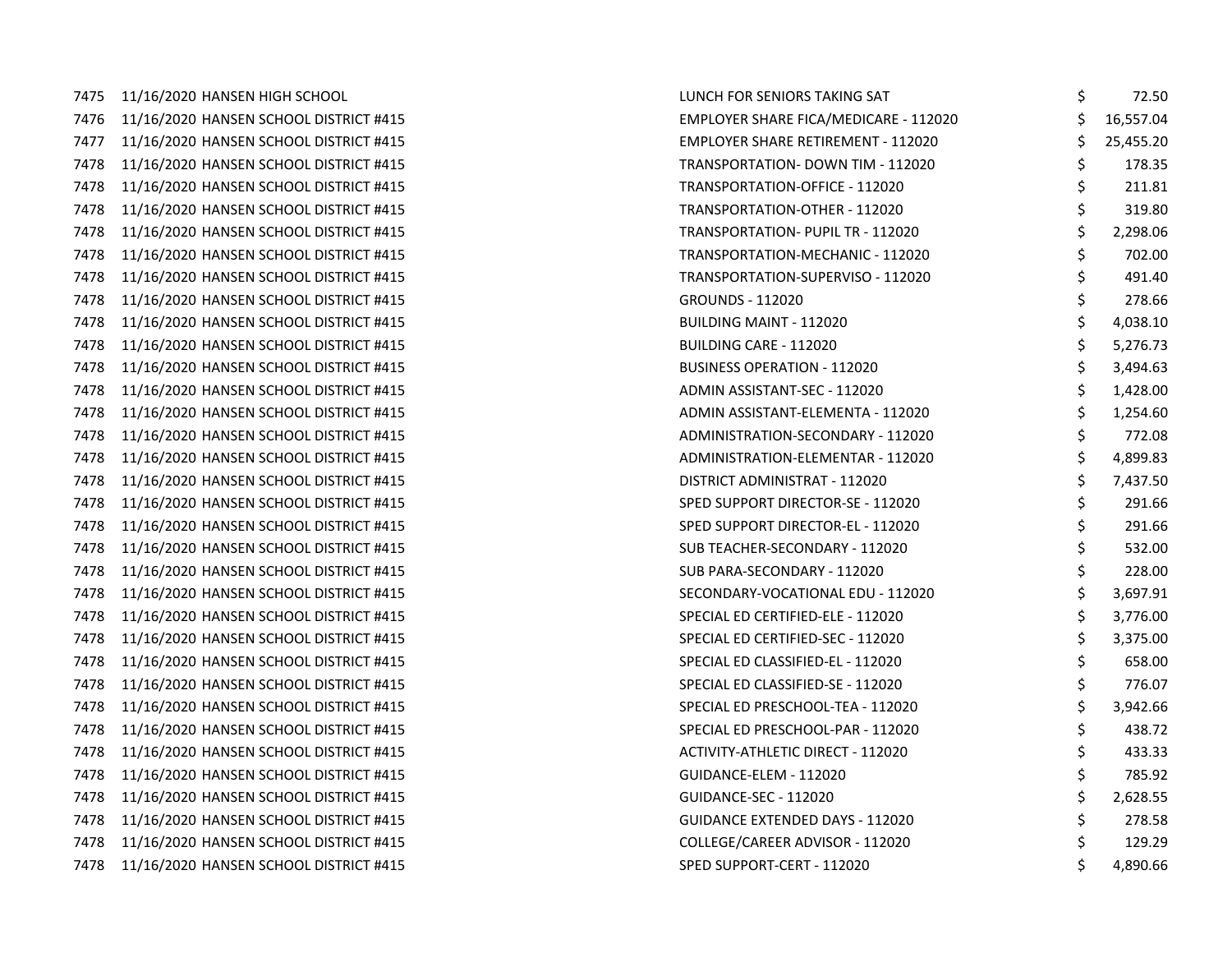| | | | | | |
|---|---|---|---|---|---|
| 7475 | 11/16/2020 | HANSEN HIGH SCHOOL | LUNCH FOR SENIORS TAKING SAT | $ | 72.50 |
| 7476 | 11/16/2020 | HANSEN SCHOOL DISTRICT #415 | EMPLOYER SHARE FICA/MEDICARE - 112020 | $ | 16,557.04 |
| 7477 | 11/16/2020 | HANSEN SCHOOL DISTRICT #415 | EMPLOYER SHARE RETIREMENT - 112020 | $ | 25,455.20 |
| 7478 | 11/16/2020 | HANSEN SCHOOL DISTRICT #415 | TRANSPORTATION- DOWN TIM - 112020 | $ | 178.35 |
| 7478 | 11/16/2020 | HANSEN SCHOOL DISTRICT #415 | TRANSPORTATION-OFFICE - 112020 | $ | 211.81 |
| 7478 | 11/16/2020 | HANSEN SCHOOL DISTRICT #415 | TRANSPORTATION-OTHER - 112020 | $ | 319.80 |
| 7478 | 11/16/2020 | HANSEN SCHOOL DISTRICT #415 | TRANSPORTATION- PUPIL TR - 112020 | $ | 2,298.06 |
| 7478 | 11/16/2020 | HANSEN SCHOOL DISTRICT #415 | TRANSPORTATION-MECHANIC - 112020 | $ | 702.00 |
| 7478 | 11/16/2020 | HANSEN SCHOOL DISTRICT #415 | TRANSPORTATION-SUPERVISO - 112020 | $ | 491.40 |
| 7478 | 11/16/2020 | HANSEN SCHOOL DISTRICT #415 | GROUNDS - 112020 | $ | 278.66 |
| 7478 | 11/16/2020 | HANSEN SCHOOL DISTRICT #415 | BUILDING MAINT - 112020 | $ | 4,038.10 |
| 7478 | 11/16/2020 | HANSEN SCHOOL DISTRICT #415 | BUILDING CARE - 112020 | $ | 5,276.73 |
| 7478 | 11/16/2020 | HANSEN SCHOOL DISTRICT #415 | BUSINESS OPERATION - 112020 | $ | 3,494.63 |
| 7478 | 11/16/2020 | HANSEN SCHOOL DISTRICT #415 | ADMIN ASSISTANT-SEC - 112020 | $ | 1,428.00 |
| 7478 | 11/16/2020 | HANSEN SCHOOL DISTRICT #415 | ADMIN ASSISTANT-ELEMENTA - 112020 | $ | 1,254.60 |
| 7478 | 11/16/2020 | HANSEN SCHOOL DISTRICT #415 | ADMINISTRATION-SECONDARY - 112020 | $ | 772.08 |
| 7478 | 11/16/2020 | HANSEN SCHOOL DISTRICT #415 | ADMINISTRATION-ELEMENTAR - 112020 | $ | 4,899.83 |
| 7478 | 11/16/2020 | HANSEN SCHOOL DISTRICT #415 | DISTRICT ADMINISTRAT - 112020 | $ | 7,437.50 |
| 7478 | 11/16/2020 | HANSEN SCHOOL DISTRICT #415 | SPED SUPPORT DIRECTOR-SE - 112020 | $ | 291.66 |
| 7478 | 11/16/2020 | HANSEN SCHOOL DISTRICT #415 | SPED SUPPORT DIRECTOR-EL - 112020 | $ | 291.66 |
| 7478 | 11/16/2020 | HANSEN SCHOOL DISTRICT #415 | SUB TEACHER-SECONDARY - 112020 | $ | 532.00 |
| 7478 | 11/16/2020 | HANSEN SCHOOL DISTRICT #415 | SUB PARA-SECONDARY - 112020 | $ | 228.00 |
| 7478 | 11/16/2020 | HANSEN SCHOOL DISTRICT #415 | SECONDARY-VOCATIONAL EDU - 112020 | $ | 3,697.91 |
| 7478 | 11/16/2020 | HANSEN SCHOOL DISTRICT #415 | SPECIAL ED CERTIFIED-ELE - 112020 | $ | 3,776.00 |
| 7478 | 11/16/2020 | HANSEN SCHOOL DISTRICT #415 | SPECIAL ED CERTIFIED-SEC - 112020 | $ | 3,375.00 |
| 7478 | 11/16/2020 | HANSEN SCHOOL DISTRICT #415 | SPECIAL ED CLASSIFIED-EL - 112020 | $ | 658.00 |
| 7478 | 11/16/2020 | HANSEN SCHOOL DISTRICT #415 | SPECIAL ED CLASSIFIED-SE - 112020 | $ | 776.07 |
| 7478 | 11/16/2020 | HANSEN SCHOOL DISTRICT #415 | SPECIAL ED PRESCHOOL-TEA - 112020 | $ | 3,942.66 |
| 7478 | 11/16/2020 | HANSEN SCHOOL DISTRICT #415 | SPECIAL ED PRESCHOOL-PAR - 112020 | $ | 438.72 |
| 7478 | 11/16/2020 | HANSEN SCHOOL DISTRICT #415 | ACTIVITY-ATHLETIC DIRECT - 112020 | $ | 433.33 |
| 7478 | 11/16/2020 | HANSEN SCHOOL DISTRICT #415 | GUIDANCE-ELEM - 112020 | $ | 785.92 |
| 7478 | 11/16/2020 | HANSEN SCHOOL DISTRICT #415 | GUIDANCE-SEC - 112020 | $ | 2,628.55 |
| 7478 | 11/16/2020 | HANSEN SCHOOL DISTRICT #415 | GUIDANCE EXTENDED DAYS - 112020 | $ | 278.58 |
| 7478 | 11/16/2020 | HANSEN SCHOOL DISTRICT #415 | COLLEGE/CAREER ADVISOR - 112020 | $ | 129.29 |
| 7478 | 11/16/2020 | HANSEN SCHOOL DISTRICT #415 | SPED SUPPORT-CERT - 112020 | $ | 4,890.66 |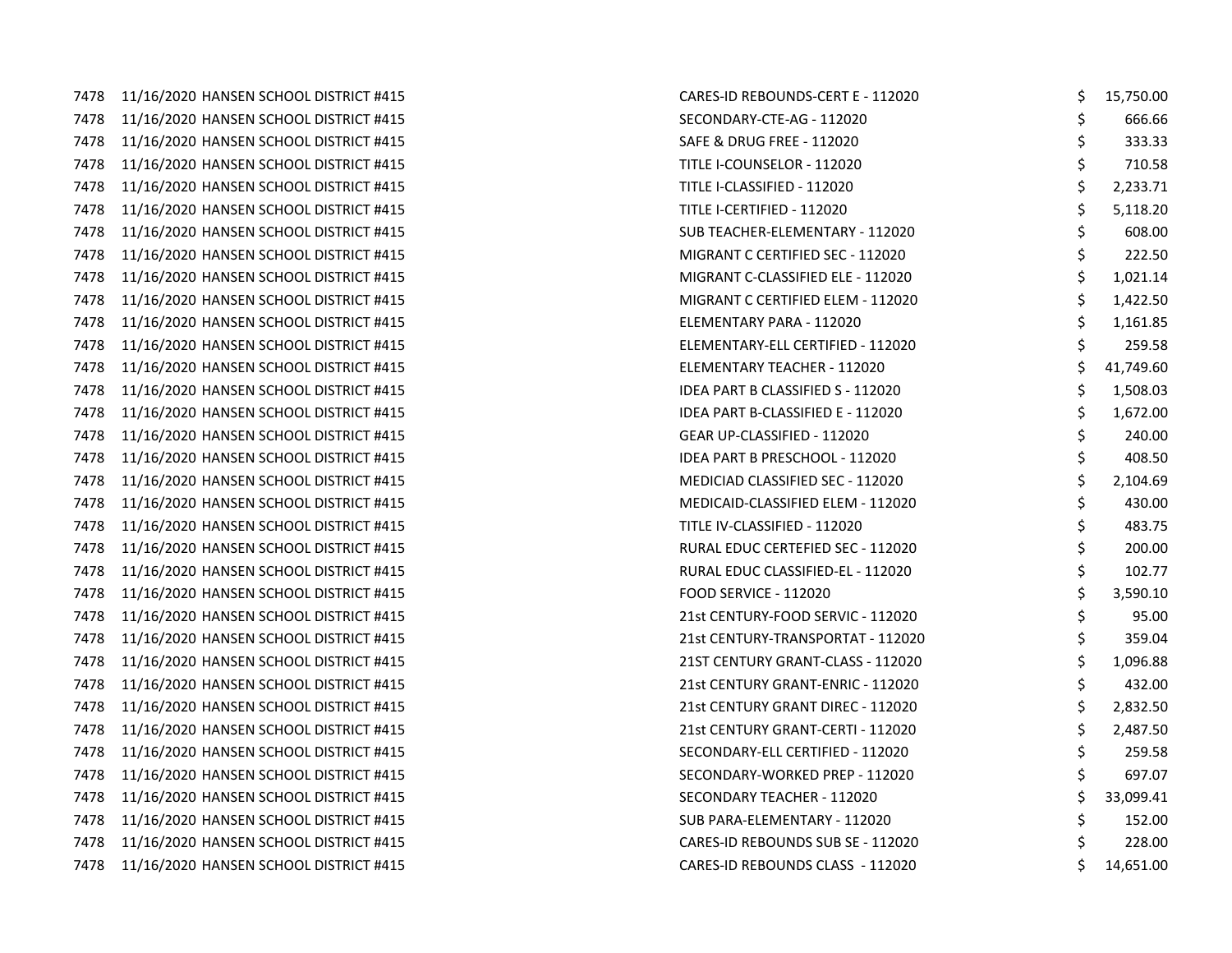| | | | | |
|---|---|---|---|---|
| 7478 | 11/16/2020 | HANSEN SCHOOL DISTRICT #415 | CARES-ID REBOUNDS-CERT E - 112020 | $ 15,750.00 |
| 7478 | 11/16/2020 | HANSEN SCHOOL DISTRICT #415 | SECONDARY-CTE-AG - 112020 | $ 666.66 |
| 7478 | 11/16/2020 | HANSEN SCHOOL DISTRICT #415 | SAFE & DRUG FREE - 112020 | $ 333.33 |
| 7478 | 11/16/2020 | HANSEN SCHOOL DISTRICT #415 | TITLE I-COUNSELOR - 112020 | $ 710.58 |
| 7478 | 11/16/2020 | HANSEN SCHOOL DISTRICT #415 | TITLE I-CLASSIFIED - 112020 | $ 2,233.71 |
| 7478 | 11/16/2020 | HANSEN SCHOOL DISTRICT #415 | TITLE I-CERTIFIED - 112020 | $ 5,118.20 |
| 7478 | 11/16/2020 | HANSEN SCHOOL DISTRICT #415 | SUB TEACHER-ELEMENTARY - 112020 | $ 608.00 |
| 7478 | 11/16/2020 | HANSEN SCHOOL DISTRICT #415 | MIGRANT C CERTIFIED SEC - 112020 | $ 222.50 |
| 7478 | 11/16/2020 | HANSEN SCHOOL DISTRICT #415 | MIGRANT C-CLASSIFIED ELE - 112020 | $ 1,021.14 |
| 7478 | 11/16/2020 | HANSEN SCHOOL DISTRICT #415 | MIGRANT C CERTIFIED ELEM - 112020 | $ 1,422.50 |
| 7478 | 11/16/2020 | HANSEN SCHOOL DISTRICT #415 | ELEMENTARY PARA - 112020 | $ 1,161.85 |
| 7478 | 11/16/2020 | HANSEN SCHOOL DISTRICT #415 | ELEMENTARY-ELL CERTIFIED - 112020 | $ 259.58 |
| 7478 | 11/16/2020 | HANSEN SCHOOL DISTRICT #415 | ELEMENTARY TEACHER - 112020 | $ 41,749.60 |
| 7478 | 11/16/2020 | HANSEN SCHOOL DISTRICT #415 | IDEA PART B CLASSIFIED S - 112020 | $ 1,508.03 |
| 7478 | 11/16/2020 | HANSEN SCHOOL DISTRICT #415 | IDEA PART B-CLASSIFIED E - 112020 | $ 1,672.00 |
| 7478 | 11/16/2020 | HANSEN SCHOOL DISTRICT #415 | GEAR UP-CLASSIFIED - 112020 | $ 240.00 |
| 7478 | 11/16/2020 | HANSEN SCHOOL DISTRICT #415 | IDEA PART B PRESCHOOL - 112020 | $ 408.50 |
| 7478 | 11/16/2020 | HANSEN SCHOOL DISTRICT #415 | MEDICIAD CLASSIFIED SEC - 112020 | $ 2,104.69 |
| 7478 | 11/16/2020 | HANSEN SCHOOL DISTRICT #415 | MEDICAID-CLASSIFIED ELEM - 112020 | $ 430.00 |
| 7478 | 11/16/2020 | HANSEN SCHOOL DISTRICT #415 | TITLE IV-CLASSIFIED - 112020 | $ 483.75 |
| 7478 | 11/16/2020 | HANSEN SCHOOL DISTRICT #415 | RURAL EDUC CERTEFIED SEC - 112020 | $ 200.00 |
| 7478 | 11/16/2020 | HANSEN SCHOOL DISTRICT #415 | RURAL EDUC CLASSIFIED-EL - 112020 | $ 102.77 |
| 7478 | 11/16/2020 | HANSEN SCHOOL DISTRICT #415 | FOOD SERVICE - 112020 | $ 3,590.10 |
| 7478 | 11/16/2020 | HANSEN SCHOOL DISTRICT #415 | 21st CENTURY-FOOD SERVIC - 112020 | $ 95.00 |
| 7478 | 11/16/2020 | HANSEN SCHOOL DISTRICT #415 | 21st CENTURY-TRANSPORTAT - 112020 | $ 359.04 |
| 7478 | 11/16/2020 | HANSEN SCHOOL DISTRICT #415 | 21ST CENTURY GRANT-CLASS - 112020 | $ 1,096.88 |
| 7478 | 11/16/2020 | HANSEN SCHOOL DISTRICT #415 | 21st CENTURY GRANT-ENRIC - 112020 | $ 432.00 |
| 7478 | 11/16/2020 | HANSEN SCHOOL DISTRICT #415 | 21st CENTURY GRANT DIREC - 112020 | $ 2,832.50 |
| 7478 | 11/16/2020 | HANSEN SCHOOL DISTRICT #415 | 21st CENTURY GRANT-CERTI - 112020 | $ 2,487.50 |
| 7478 | 11/16/2020 | HANSEN SCHOOL DISTRICT #415 | SECONDARY-ELL CERTIFIED - 112020 | $ 259.58 |
| 7478 | 11/16/2020 | HANSEN SCHOOL DISTRICT #415 | SECONDARY-WORKED PREP - 112020 | $ 697.07 |
| 7478 | 11/16/2020 | HANSEN SCHOOL DISTRICT #415 | SECONDARY TEACHER - 112020 | $ 33,099.41 |
| 7478 | 11/16/2020 | HANSEN SCHOOL DISTRICT #415 | SUB PARA-ELEMENTARY - 112020 | $ 152.00 |
| 7478 | 11/16/2020 | HANSEN SCHOOL DISTRICT #415 | CARES-ID REBOUNDS SUB SE - 112020 | $ 228.00 |
| 7478 | 11/16/2020 | HANSEN SCHOOL DISTRICT #415 | CARES-ID REBOUNDS CLASS - 112020 | $ 14,651.00 |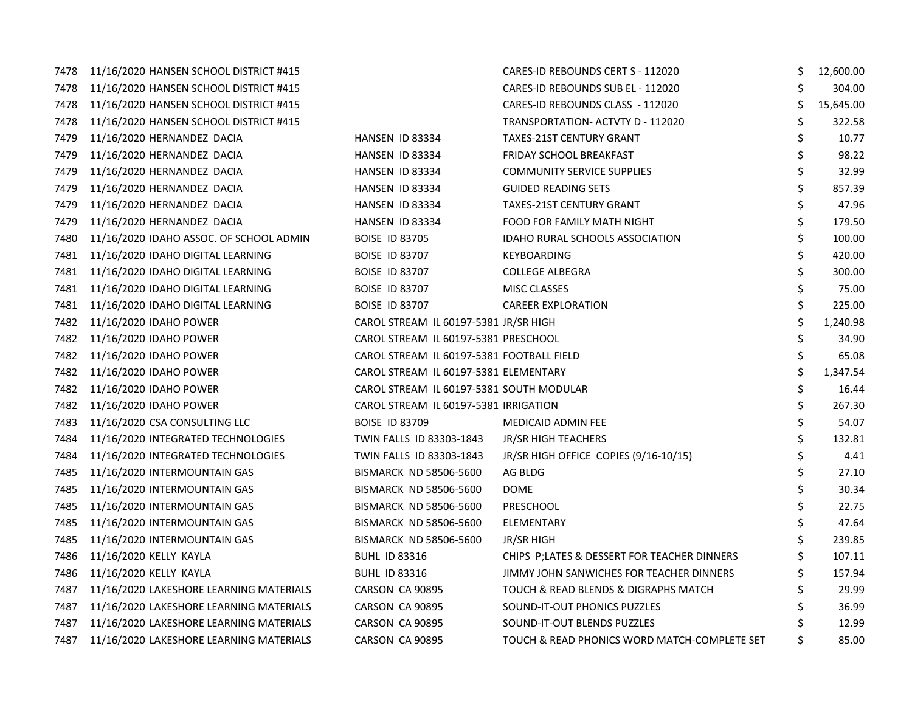| | | | | | |
|---|---|---|---|---|---|
| 7478 | 11/16/2020 HANSEN SCHOOL DISTRICT #415 | | CARES-ID REBOUNDS CERT S - 112020 | $ | 12,600.00 |
| 7478 | 11/16/2020 HANSEN SCHOOL DISTRICT #415 | | CARES-ID REBOUNDS SUB EL - 112020 | $ | 304.00 |
| 7478 | 11/16/2020 HANSEN SCHOOL DISTRICT #415 | | CARES-ID REBOUNDS CLASS - 112020 | $ | 15,645.00 |
| 7478 | 11/16/2020 HANSEN SCHOOL DISTRICT #415 | | TRANSPORTATION- ACTVTY D - 112020 | $ | 322.58 |
| 7479 | 11/16/2020 HERNANDEZ DACIA | HANSEN ID 83334 | TAXES-21ST CENTURY GRANT | $ | 10.77 |
| 7479 | 11/16/2020 HERNANDEZ DACIA | HANSEN ID 83334 | FRIDAY SCHOOL BREAKFAST | $ | 98.22 |
| 7479 | 11/16/2020 HERNANDEZ DACIA | HANSEN ID 83334 | COMMUNITY SERVICE SUPPLIES | $ | 32.99 |
| 7479 | 11/16/2020 HERNANDEZ DACIA | HANSEN ID 83334 | GUIDED READING SETS | $ | 857.39 |
| 7479 | 11/16/2020 HERNANDEZ DACIA | HANSEN ID 83334 | TAXES-21ST CENTURY GRANT | $ | 47.96 |
| 7479 | 11/16/2020 HERNANDEZ DACIA | HANSEN ID 83334 | FOOD FOR FAMILY MATH NIGHT | $ | 179.50 |
| 7480 | 11/16/2020 IDAHO ASSOC. OF SCHOOL ADMIN | BOISE ID 83705 | IDAHO RURAL SCHOOLS ASSOCIATION | $ | 100.00 |
| 7481 | 11/16/2020 IDAHO DIGITAL LEARNING | BOISE ID 83707 | KEYBOARDING | $ | 420.00 |
| 7481 | 11/16/2020 IDAHO DIGITAL LEARNING | BOISE ID 83707 | COLLEGE ALBEGRA | $ | 300.00 |
| 7481 | 11/16/2020 IDAHO DIGITAL LEARNING | BOISE ID 83707 | MISC CLASSES | $ | 75.00 |
| 7481 | 11/16/2020 IDAHO DIGITAL LEARNING | BOISE ID 83707 | CAREER EXPLORATION | $ | 225.00 |
| 7482 | 11/16/2020 IDAHO POWER | CAROL STREAM IL 60197-5381 | JR/SR HIGH | $ | 1,240.98 |
| 7482 | 11/16/2020 IDAHO POWER | CAROL STREAM IL 60197-5381 | PRESCHOOL | $ | 34.90 |
| 7482 | 11/16/2020 IDAHO POWER | CAROL STREAM IL 60197-5381 | FOOTBALL FIELD | $ | 65.08 |
| 7482 | 11/16/2020 IDAHO POWER | CAROL STREAM IL 60197-5381 | ELEMENTARY | $ | 1,347.54 |
| 7482 | 11/16/2020 IDAHO POWER | CAROL STREAM IL 60197-5381 | SOUTH MODULAR | $ | 16.44 |
| 7482 | 11/16/2020 IDAHO POWER | CAROL STREAM IL 60197-5381 | IRRIGATION | $ | 267.30 |
| 7483 | 11/16/2020 CSA CONSULTING LLC | BOISE ID 83709 | MEDICAID ADMIN FEE | $ | 54.07 |
| 7484 | 11/16/2020 INTEGRATED TECHNOLOGIES | TWIN FALLS ID 83303-1843 | JR/SR HIGH TEACHERS | $ | 132.81 |
| 7484 | 11/16/2020 INTEGRATED TECHNOLOGIES | TWIN FALLS ID 83303-1843 | JR/SR HIGH OFFICE COPIES (9/16-10/15) | $ | 4.41 |
| 7485 | 11/16/2020 INTERMOUNTAIN GAS | BISMARCK ND 58506-5600 | AG BLDG | $ | 27.10 |
| 7485 | 11/16/2020 INTERMOUNTAIN GAS | BISMARCK ND 58506-5600 | DOME | $ | 30.34 |
| 7485 | 11/16/2020 INTERMOUNTAIN GAS | BISMARCK ND 58506-5600 | PRESCHOOL | $ | 22.75 |
| 7485 | 11/16/2020 INTERMOUNTAIN GAS | BISMARCK ND 58506-5600 | ELEMENTARY | $ | 47.64 |
| 7485 | 11/16/2020 INTERMOUNTAIN GAS | BISMARCK ND 58506-5600 | JR/SR HIGH | $ | 239.85 |
| 7486 | 11/16/2020 KELLY KAYLA | BUHL ID 83316 | CHIPS P;LATES & DESSERT FOR TEACHER DINNERS | $ | 107.11 |
| 7486 | 11/16/2020 KELLY KAYLA | BUHL ID 83316 | JIMMY JOHN SANWICHES FOR TEACHER DINNERS | $ | 157.94 |
| 7487 | 11/16/2020 LAKESHORE LEARNING MATERIALS | CARSON CA 90895 | TOUCH & READ BLENDS & DIGRAPHS MATCH | $ | 29.99 |
| 7487 | 11/16/2020 LAKESHORE LEARNING MATERIALS | CARSON CA 90895 | SOUND-IT-OUT PHONICS PUZZLES | $ | 36.99 |
| 7487 | 11/16/2020 LAKESHORE LEARNING MATERIALS | CARSON CA 90895 | SOUND-IT-OUT BLENDS PUZZLES | $ | 12.99 |
| 7487 | 11/16/2020 LAKESHORE LEARNING MATERIALS | CARSON CA 90895 | TOUCH & READ PHONICS WORD MATCH-COMPLETE SET | $ | 85.00 |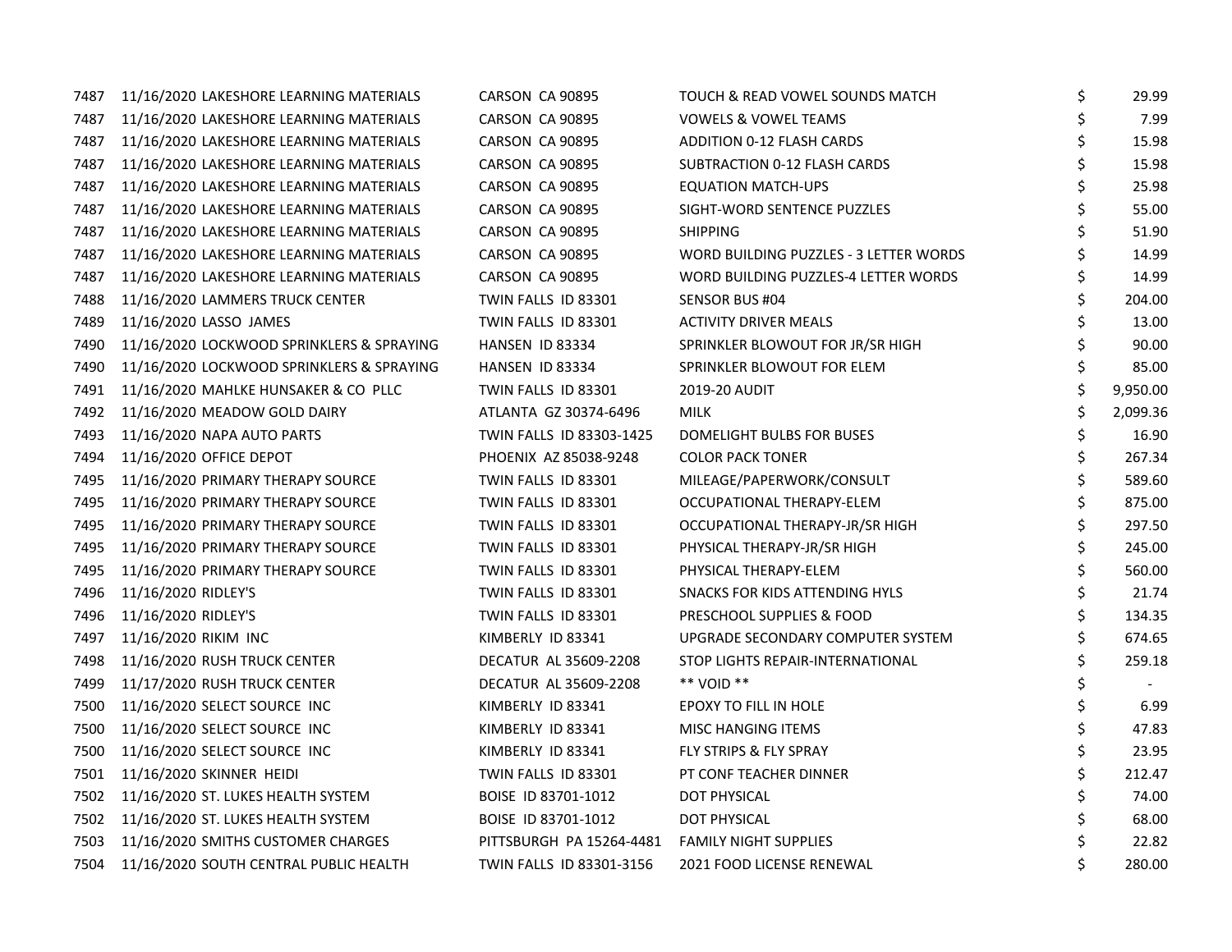| | | | | | | |
|---|---|---|---|---|---|---|
| 7487 | 11/16/2020 | LAKESHORE LEARNING MATERIALS | CARSON CA 90895 | TOUCH & READ VOWEL SOUNDS MATCH | $ | 29.99 |
| 7487 | 11/16/2020 | LAKESHORE LEARNING MATERIALS | CARSON CA 90895 | VOWELS & VOWEL TEAMS | $ | 7.99 |
| 7487 | 11/16/2020 | LAKESHORE LEARNING MATERIALS | CARSON CA 90895 | ADDITION 0-12 FLASH CARDS | $ | 15.98 |
| 7487 | 11/16/2020 | LAKESHORE LEARNING MATERIALS | CARSON CA 90895 | SUBTRACTION 0-12 FLASH CARDS | $ | 15.98 |
| 7487 | 11/16/2020 | LAKESHORE LEARNING MATERIALS | CARSON CA 90895 | EQUATION MATCH-UPS | $ | 25.98 |
| 7487 | 11/16/2020 | LAKESHORE LEARNING MATERIALS | CARSON CA 90895 | SIGHT-WORD SENTENCE PUZZLES | $ | 55.00 |
| 7487 | 11/16/2020 | LAKESHORE LEARNING MATERIALS | CARSON CA 90895 | SHIPPING | $ | 51.90 |
| 7487 | 11/16/2020 | LAKESHORE LEARNING MATERIALS | CARSON CA 90895 | WORD BUILDING PUZZLES - 3 LETTER WORDS | $ | 14.99 |
| 7487 | 11/16/2020 | LAKESHORE LEARNING MATERIALS | CARSON CA 90895 | WORD BUILDING PUZZLES-4 LETTER WORDS | $ | 14.99 |
| 7488 | 11/16/2020 | LAMMERS TRUCK CENTER | TWIN FALLS ID 83301 | SENSOR BUS #04 | $ | 204.00 |
| 7489 | 11/16/2020 | LASSO JAMES | TWIN FALLS ID 83301 | ACTIVITY DRIVER MEALS | $ | 13.00 |
| 7490 | 11/16/2020 | LOCKWOOD SPRINKLERS & SPRAYING | HANSEN ID 83334 | SPRINKLER BLOWOUT FOR JR/SR HIGH | $ | 90.00 |
| 7490 | 11/16/2020 | LOCKWOOD SPRINKLERS & SPRAYING | HANSEN ID 83334 | SPRINKLER BLOWOUT FOR ELEM | $ | 85.00 |
| 7491 | 11/16/2020 | MAHLKE HUNSAKER & CO PLLC | TWIN FALLS ID 83301 | 2019-20 AUDIT | $ | 9,950.00 |
| 7492 | 11/16/2020 | MEADOW GOLD DAIRY | ATLANTA GZ 30374-6496 | MILK | $ | 2,099.36 |
| 7493 | 11/16/2020 | NAPA AUTO PARTS | TWIN FALLS ID 83303-1425 | DOMELIGHT BULBS FOR BUSES | $ | 16.90 |
| 7494 | 11/16/2020 | OFFICE DEPOT | PHOENIX AZ 85038-9248 | COLOR PACK TONER | $ | 267.34 |
| 7495 | 11/16/2020 | PRIMARY THERAPY SOURCE | TWIN FALLS ID 83301 | MILEAGE/PAPERWORK/CONSULT | $ | 589.60 |
| 7495 | 11/16/2020 | PRIMARY THERAPY SOURCE | TWIN FALLS ID 83301 | OCCUPATIONAL THERAPY-ELEM | $ | 875.00 |
| 7495 | 11/16/2020 | PRIMARY THERAPY SOURCE | TWIN FALLS ID 83301 | OCCUPATIONAL THERAPY-JR/SR HIGH | $ | 297.50 |
| 7495 | 11/16/2020 | PRIMARY THERAPY SOURCE | TWIN FALLS ID 83301 | PHYSICAL THERAPY-JR/SR HIGH | $ | 245.00 |
| 7495 | 11/16/2020 | PRIMARY THERAPY SOURCE | TWIN FALLS ID 83301 | PHYSICAL THERAPY-ELEM | $ | 560.00 |
| 7496 | 11/16/2020 | RIDLEY'S | TWIN FALLS ID 83301 | SNACKS FOR KIDS ATTENDING HYLS | $ | 21.74 |
| 7496 | 11/16/2020 | RIDLEY'S | TWIN FALLS ID 83301 | PRESCHOOL SUPPLIES & FOOD | $ | 134.35 |
| 7497 | 11/16/2020 | RIKIM INC | KIMBERLY ID 83341 | UPGRADE SECONDARY COMPUTER SYSTEM | $ | 674.65 |
| 7498 | 11/16/2020 | RUSH TRUCK CENTER | DECATUR AL 35609-2208 | STOP LIGHTS REPAIR-INTERNATIONAL | $ | 259.18 |
| 7499 | 11/17/2020 | RUSH TRUCK CENTER | DECATUR AL 35609-2208 | ** VOID ** | $ | - |
| 7500 | 11/16/2020 | SELECT SOURCE INC | KIMBERLY ID 83341 | EPOXY TO FILL IN HOLE | $ | 6.99 |
| 7500 | 11/16/2020 | SELECT SOURCE INC | KIMBERLY ID 83341 | MISC HANGING ITEMS | $ | 47.83 |
| 7500 | 11/16/2020 | SELECT SOURCE INC | KIMBERLY ID 83341 | FLY STRIPS & FLY SPRAY | $ | 23.95 |
| 7501 | 11/16/2020 | SKINNER HEIDI | TWIN FALLS ID 83301 | PT CONF TEACHER DINNER | $ | 212.47 |
| 7502 | 11/16/2020 | ST. LUKES HEALTH SYSTEM | BOISE ID 83701-1012 | DOT PHYSICAL | $ | 74.00 |
| 7502 | 11/16/2020 | ST. LUKES HEALTH SYSTEM | BOISE ID 83701-1012 | DOT PHYSICAL | $ | 68.00 |
| 7503 | 11/16/2020 | SMITHS CUSTOMER CHARGES | PITTSBURGH PA 15264-4481 | FAMILY NIGHT SUPPLIES | $ | 22.82 |
| 7504 | 11/16/2020 | SOUTH CENTRAL PUBLIC HEALTH | TWIN FALLS ID 83301-3156 | 2021 FOOD LICENSE RENEWAL | $ | 280.00 |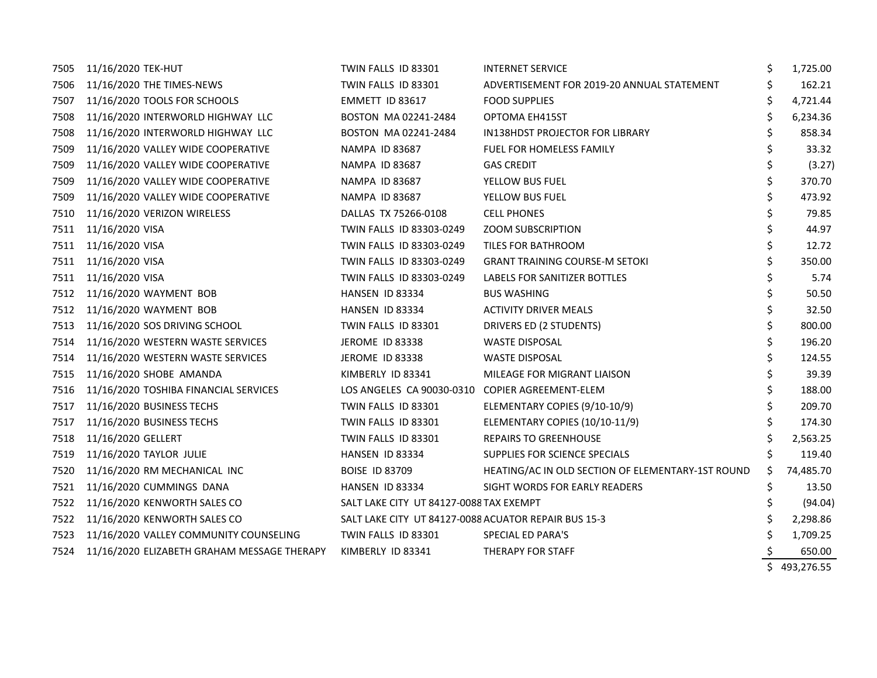| | | | | | |
|---|---|---|---|---|---|
| 7505 | 11/16/2020 | TEK-HUT | TWIN FALLS ID 83301 | INTERNET SERVICE | $ 1,725.00 |
| 7506 | 11/16/2020 | THE TIMES-NEWS | TWIN FALLS ID 83301 | ADVERTISEMENT FOR 2019-20 ANNUAL STATEMENT | $ 162.21 |
| 7507 | 11/16/2020 | TOOLS FOR SCHOOLS | EMMETT ID 83617 | FOOD SUPPLIES | $ 4,721.44 |
| 7508 | 11/16/2020 | INTERWORLD HIGHWAY LLC | BOSTON MA 02241-2484 | OPTOMA EH415ST | $ 6,234.36 |
| 7508 | 11/16/2020 | INTERWORLD HIGHWAY LLC | BOSTON MA 02241-2484 | IN138HDST PROJECTOR FOR LIBRARY | $ 858.34 |
| 7509 | 11/16/2020 | VALLEY WIDE COOPERATIVE | NAMPA ID 83687 | FUEL FOR HOMELESS FAMILY | $ 33.32 |
| 7509 | 11/16/2020 | VALLEY WIDE COOPERATIVE | NAMPA ID 83687 | GAS CREDIT | $ (3.27) |
| 7509 | 11/16/2020 | VALLEY WIDE COOPERATIVE | NAMPA ID 83687 | YELLOW BUS FUEL | $ 370.70 |
| 7509 | 11/16/2020 | VALLEY WIDE COOPERATIVE | NAMPA ID 83687 | YELLOW BUS FUEL | $ 473.92 |
| 7510 | 11/16/2020 | VERIZON WIRELESS | DALLAS TX 75266-0108 | CELL PHONES | $ 79.85 |
| 7511 | 11/16/2020 | VISA | TWIN FALLS ID 83303-0249 | ZOOM SUBSCRIPTION | $ 44.97 |
| 7511 | 11/16/2020 | VISA | TWIN FALLS ID 83303-0249 | TILES FOR BATHROOM | $ 12.72 |
| 7511 | 11/16/2020 | VISA | TWIN FALLS ID 83303-0249 | GRANT TRAINING COURSE-M SETOKI | $ 350.00 |
| 7511 | 11/16/2020 | VISA | TWIN FALLS ID 83303-0249 | LABELS FOR SANITIZER BOTTLES | $ 5.74 |
| 7512 | 11/16/2020 | WAYMENT BOB | HANSEN ID 83334 | BUS WASHING | $ 50.50 |
| 7512 | 11/16/2020 | WAYMENT BOB | HANSEN ID 83334 | ACTIVITY DRIVER MEALS | $ 32.50 |
| 7513 | 11/16/2020 | SOS DRIVING SCHOOL | TWIN FALLS ID 83301 | DRIVERS ED (2 STUDENTS) | $ 800.00 |
| 7514 | 11/16/2020 | WESTERN WASTE SERVICES | JEROME ID 83338 | WASTE DISPOSAL | $ 196.20 |
| 7514 | 11/16/2020 | WESTERN WASTE SERVICES | JEROME ID 83338 | WASTE DISPOSAL | $ 124.55 |
| 7515 | 11/16/2020 | SHOBE AMANDA | KIMBERLY ID 83341 | MILEAGE FOR MIGRANT LIAISON | $ 39.39 |
| 7516 | 11/16/2020 | TOSHIBA FINANCIAL SERVICES | LOS ANGELES CA 90030-0310 | COPIER AGREEMENT-ELEM | $ 188.00 |
| 7517 | 11/16/2020 | BUSINESS TECHS | TWIN FALLS ID 83301 | ELEMENTARY COPIES (9/10-10/9) | $ 209.70 |
| 7517 | 11/16/2020 | BUSINESS TECHS | TWIN FALLS ID 83301 | ELEMENTARY COPIES (10/10-11/9) | $ 174.30 |
| 7518 | 11/16/2020 | GELLERT | TWIN FALLS ID 83301 | REPAIRS TO GREENHOUSE | $ 2,563.25 |
| 7519 | 11/16/2020 | TAYLOR JULIE | HANSEN ID 83334 | SUPPLIES FOR SCIENCE SPECIALS | $ 119.40 |
| 7520 | 11/16/2020 | RM MECHANICAL INC | BOISE ID 83709 | HEATING/AC IN OLD SECTION OF ELEMENTARY-1ST ROUND | $ 74,485.70 |
| 7521 | 11/16/2020 | CUMMINGS DANA | HANSEN ID 83334 | SIGHT WORDS FOR EARLY READERS | $ 13.50 |
| 7522 | 11/16/2020 | KENWORTH SALES CO | SALT LAKE CITY UT 84127-0088 | TAX EXEMPT | $ (94.04) |
| 7522 | 11/16/2020 | KENWORTH SALES CO | SALT LAKE CITY UT 84127-0088 | ACUATOR REPAIR BUS 15-3 | $ 2,298.86 |
| 7523 | 11/16/2020 | VALLEY COMMUNITY COUNSELING | TWIN FALLS ID 83301 | SPECIAL ED PARA'S | $ 1,709.25 |
| 7524 | 11/16/2020 | ELIZABETH GRAHAM MESSAGE THERAPY | KIMBERLY ID 83341 | THERAPY FOR STAFF | $ 650.00 |
| | | | | | $ 493,276.55 |